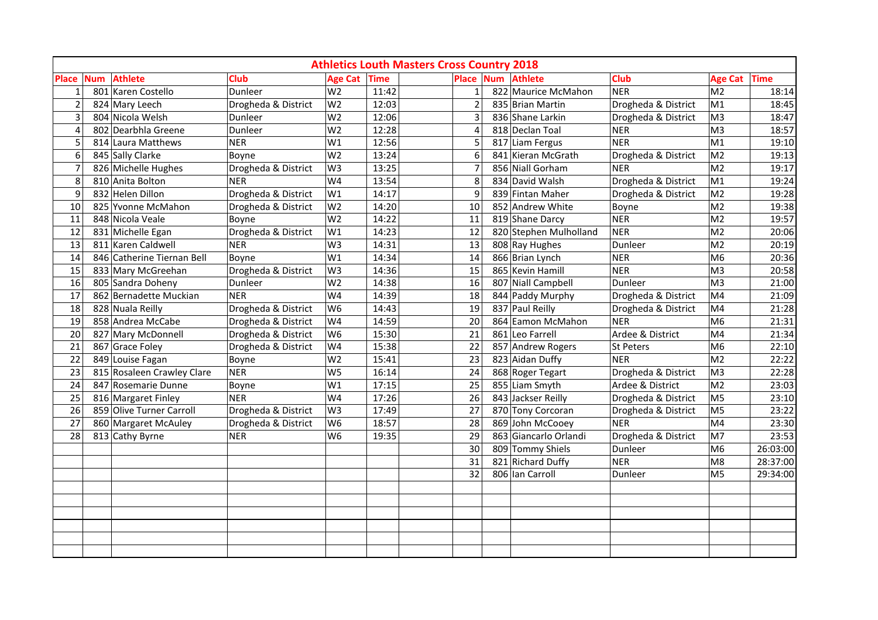# Athletics Louth Masters Cross Country 2018

| Place | Num | Athlete | Club | Age Cat | Time | | Place | Num | Athlete | Club | Age Cat | Time |
|---|---|---|---|---|---|---|---|---|---|---|---|---|
| 1 | 801 | Karen Costello | Dunleer | W2 | 11:42 | | 1 | 822 | Maurice McMahon | NER | M2 | 18:14 |
| 2 | 824 | Mary Leech | Drogheda & District | W2 | 12:03 | | 2 | 835 | Brian Martin | Drogheda & District | M1 | 18:45 |
| 3 | 804 | Nicola Welsh | Dunleer | W2 | 12:06 | | 3 | 836 | Shane Larkin | Drogheda & District | M3 | 18:47 |
| 4 | 802 | Dearbhla Greene | Dunleer | W2 | 12:28 | | 4 | 818 | Declan Toal | NER | M3 | 18:57 |
| 5 | 814 | Laura Matthews | NER | W1 | 12:56 | | 5 | 817 | Liam Fergus | NER | M1 | 19:10 |
| 6 | 845 | Sally Clarke | Boyne | W2 | 13:24 | | 6 | 841 | Kieran McGrath | Drogheda & District | M2 | 19:13 |
| 7 | 826 | Michelle Hughes | Drogheda & District | W3 | 13:25 | | 7 | 856 | Niall Gorham | NER | M2 | 19:17 |
| 8 | 810 | Anita Bolton | NER | W4 | 13:54 | | 8 | 834 | David Walsh | Drogheda & District | M1 | 19:24 |
| 9 | 832 | Helen Dillon | Drogheda & District | W1 | 14:17 | | 9 | 839 | Fintan Maher | Drogheda & District | M2 | 19:28 |
| 10 | 825 | Yvonne McMahon | Drogheda & District | W2 | 14:20 | | 10 | 852 | Andrew White | Boyne | M2 | 19:38 |
| 11 | 848 | Nicola Veale | Boyne | W2 | 14:22 | | 11 | 819 | Shane Darcy | NER | M2 | 19:57 |
| 12 | 831 | Michelle Egan | Drogheda & District | W1 | 14:23 | | 12 | 820 | Stephen Mulholland | NER | M2 | 20:06 |
| 13 | 811 | Karen Caldwell | NER | W3 | 14:31 | | 13 | 808 | Ray Hughes | Dunleer | M2 | 20:19 |
| 14 | 846 | Catherine Tiernan Bell | Boyne | W1 | 14:34 | | 14 | 866 | Brian Lynch | NER | M6 | 20:36 |
| 15 | 833 | Mary McGreehan | Drogheda & District | W3 | 14:36 | | 15 | 865 | Kevin Hamill | NER | M3 | 20:58 |
| 16 | 805 | Sandra Doheny | Dunleer | W2 | 14:38 | | 16 | 807 | Niall Campbell | Dunleer | M3 | 21:00 |
| 17 | 862 | Bernadette Muckian | NER | W4 | 14:39 | | 18 | 844 | Paddy Murphy | Drogheda & District | M4 | 21:09 |
| 18 | 828 | Nuala Reilly | Drogheda & District | W6 | 14:43 | | 19 | 837 | Paul Reilly | Drogheda & District | M4 | 21:28 |
| 19 | 858 | Andrea McCabe | Drogheda & District | W4 | 14:59 | | 20 | 864 | Eamon McMahon | NER | M6 | 21:31 |
| 20 | 827 | Mary McDonnell | Drogheda & District | W6 | 15:30 | | 21 | 861 | Leo Farrell | Ardee & District | M4 | 21:34 |
| 21 | 867 | Grace Foley | Drogheda & District | W4 | 15:38 | | 22 | 857 | Andrew Rogers | St Peters | M6 | 22:10 |
| 22 | 849 | Louise Fagan | Boyne | W2 | 15:41 | | 23 | 823 | Aidan Duffy | NER | M2 | 22:22 |
| 23 | 815 | Rosaleen Crawley Clare | NER | W5 | 16:14 | | 24 | 868 | Roger Tegart | Drogheda & District | M3 | 22:28 |
| 24 | 847 | Rosemarie Dunne | Boyne | W1 | 17:15 | | 25 | 855 | Liam Smyth | Ardee & District | M2 | 23:03 |
| 25 | 816 | Margaret Finley | NER | W4 | 17:26 | | 26 | 843 | Jackser Reilly | Drogheda & District | M5 | 23:10 |
| 26 | 859 | Olive Turner Carroll | Drogheda & District | W3 | 17:49 | | 27 | 870 | Tony Corcoran | Drogheda & District | M5 | 23:22 |
| 27 | 860 | Margaret McAuley | Drogheda & District | W6 | 18:57 | | 28 | 869 | John McCooey | NER | M4 | 23:30 |
| 28 | 813 | Cathy Byrne | NER | W6 | 19:35 | | 29 | 863 | Giancarlo Orlandi | Drogheda & District | M7 | 23:53 |
| | | | | | | | 30 | 809 | Tommy Shiels | Dunleer | M6 | 26:03:00 |
| | | | | | | | 31 | 821 | Richard Duffy | NER | M8 | 28:37:00 |
| | | | | | | | 32 | 806 | Ian Carroll | Dunleer | M5 | 29:34:00 |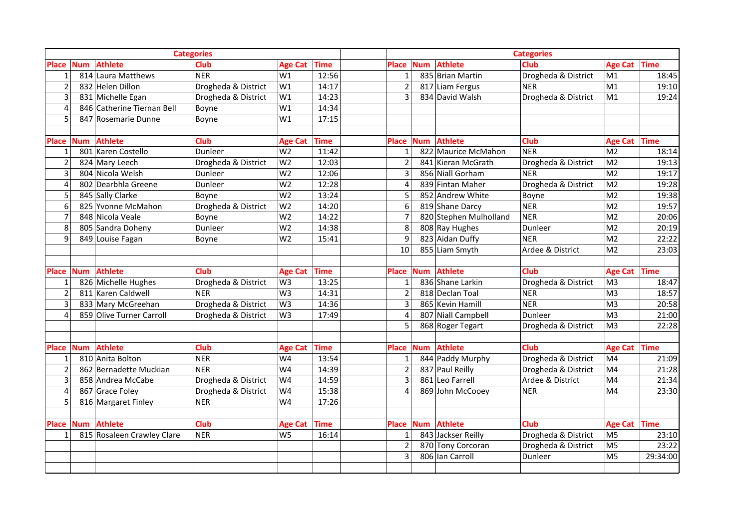## Categories

| Place | Num | Athlete | Club | Age Cat | Time |
|---|---|---|---|---|---|
| 1 | 814 | Laura Matthews | NER | W1 | 12:56 |
| 2 | 832 | Helen Dillon | Drogheda & District | W1 | 14:17 |
| 3 | 831 | Michelle Egan | Drogheda & District | W1 | 14:23 |
| 4 | 846 | Catherine Tiernan Bell | Boyne | W1 | 14:34 |
| 5 | 847 | Rosemarie Dunne | Boyne | W1 | 17:15 |

| Place | Num | Athlete | Club | Age Cat | Time |
|---|---|---|---|---|---|
| 1 | 801 | Karen Costello | Dunleer | W2 | 11:42 |
| 2 | 824 | Mary Leech | Drogheda & District | W2 | 12:03 |
| 3 | 804 | Nicola Welsh | Dunleer | W2 | 12:06 |
| 4 | 802 | Dearbhla Greene | Dunleer | W2 | 12:28 |
| 5 | 845 | Sally Clarke | Boyne | W2 | 13:24 |
| 6 | 825 | Yvonne McMahon | Drogheda & District | W2 | 14:20 |
| 7 | 848 | Nicola Veale | Boyne | W2 | 14:22 |
| 8 | 805 | Sandra Doheny | Dunleer | W2 | 14:38 |
| 9 | 849 | Louise Fagan | Boyne | W2 | 15:41 |

| Place | Num | Athlete | Club | Age Cat | Time |
|---|---|---|---|---|---|
| 1 | 826 | Michelle Hughes | Drogheda & District | W3 | 13:25 |
| 2 | 811 | Karen Caldwell | NER | W3 | 14:31 |
| 3 | 833 | Mary McGreehan | Drogheda & District | W3 | 14:36 |
| 4 | 859 | Olive Turner Carroll | Drogheda & District | W3 | 17:49 |

| Place | Num | Athlete | Club | Age Cat | Time |
|---|---|---|---|---|---|
| 1 | 810 | Anita Bolton | NER | W4 | 13:54 |
| 2 | 862 | Bernadette Muckian | NER | W4 | 14:39 |
| 3 | 858 | Andrea McCabe | Drogheda & District | W4 | 14:59 |
| 4 | 867 | Grace Foley | Drogheda & District | W4 | 15:38 |
| 5 | 816 | Margaret Finley | NER | W4 | 17:26 |

| Place | Num | Athlete | Club | Age Cat | Time |
|---|---|---|---|---|---|
| 1 | 815 | Rosaleen Crawley Clare | NER | W5 | 16:14 |

## Categories

| Place | Num | Athlete | Club | Age Cat | Time |
|---|---|---|---|---|---|
| 1 | 835 | Brian Martin | Drogheda & District | M1 | 18:45 |
| 2 | 817 | Liam Fergus | NER | M1 | 19:10 |
| 3 | 834 | David Walsh | Drogheda & District | M1 | 19:24 |

| Place | Num | Athlete | Club | Age Cat | Time |
|---|---|---|---|---|---|
| 1 | 822 | Maurice McMahon | NER | M2 | 18:14 |
| 2 | 841 | Kieran McGrath | Drogheda & District | M2 | 19:13 |
| 3 | 856 | Niall Gorham | NER | M2 | 19:17 |
| 4 | 839 | Fintan Maher | Drogheda & District | M2 | 19:28 |
| 5 | 852 | Andrew White | Boyne | M2 | 19:38 |
| 6 | 819 | Shane Darcy | NER | M2 | 19:57 |
| 7 | 820 | Stephen Mulholland | NER | M2 | 20:06 |
| 8 | 808 | Ray Hughes | Dunleer | M2 | 20:19 |
| 9 | 823 | Aidan Duffy | NER | M2 | 22:22 |
| 10 | 855 | Liam Smyth | Ardee & District | M2 | 23:03 |

| Place | Num | Athlete | Club | Age Cat | Time |
|---|---|---|---|---|---|
| 1 | 836 | Shane Larkin | Drogheda & District | M3 | 18:47 |
| 2 | 818 | Declan Toal | NER | M3 | 18:57 |
| 3 | 865 | Kevin Hamill | NER | M3 | 20:58 |
| 4 | 807 | Niall Campbell | Dunleer | M3 | 21:00 |
| 5 | 868 | Roger Tegart | Drogheda & District | M3 | 22:28 |

| Place | Num | Athlete | Club | Age Cat | Time |
|---|---|---|---|---|---|
| 1 | 844 | Paddy Murphy | Drogheda & District | M4 | 21:09 |
| 2 | 837 | Paul Reilly | Drogheda & District | M4 | 21:28 |
| 3 | 861 | Leo Farrell | Ardee & District | M4 | 21:34 |
| 4 | 869 | John McCooey | NER | M4 | 23:30 |

| Place | Num | Athlete | Club | Age Cat | Time |
|---|---|---|---|---|---|
| 1 | 843 | Jackser Reilly | Drogheda & District | M5 | 23:10 |
| 2 | 870 | Tony Corcoran | Drogheda & District | M5 | 23:22 |
| 3 | 806 | Ian Carroll | Dunleer | M5 | 29:34:00 |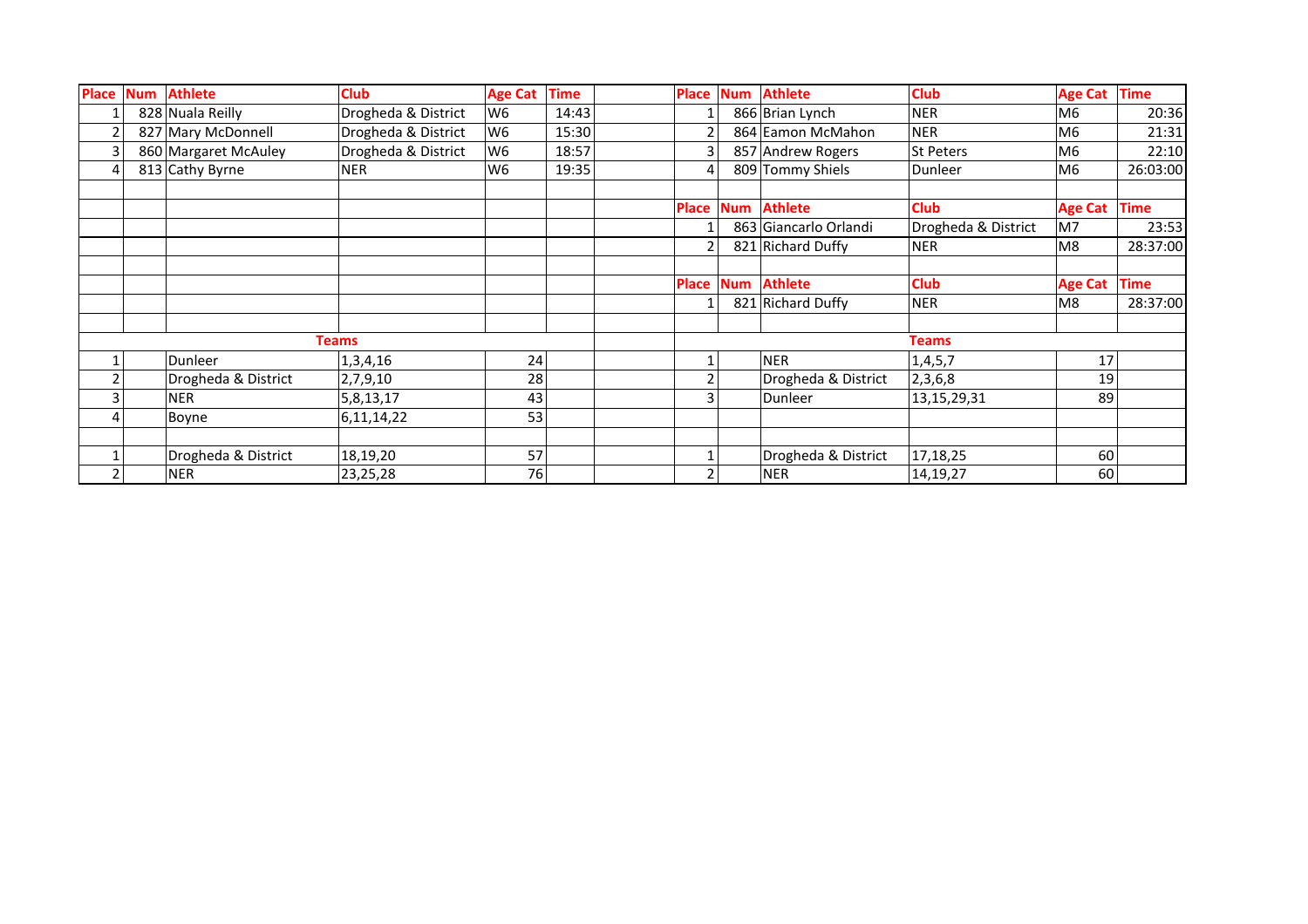| Place | Num | Athlete | Club | Age Cat | Time |
|---|---|---|---|---|---|
| 1 | 828 | Nuala Reilly | Drogheda & District | W6 | 14:43 |
| 2 | 827 | Mary McDonnell | Drogheda & District | W6 | 15:30 |
| 3 | 860 | Margaret McAuley | Drogheda & District | W6 | 18:57 |
| 4 | 813 | Cathy Byrne | NER | W6 | 19:35 |

**Teams**

| | | | |
|---|---|---|---|
| 1 | Dunleer | 1,3,4,16 | 24 |
| 2 | Drogheda & District | 2,7,9,10 | 28 |
| 3 | NER | 5,8,13,17 | 43 |
| 4 | Boyne | 6,11,14,22 | 53 |
| | | | |
| 1 | Drogheda & District | 18,19,20 | 57 |
| 2 | NER | 23,25,28 | 76 |

| Place | Num | Athlete | Club | Age Cat | Time |
|---|---|---|---|---|---|
| 1 | 866 | Brian Lynch | NER | M6 | 20:36 |
| 2 | 864 | Eamon McMahon | NER | M6 | 21:31 |
| 3 | 857 | Andrew Rogers | St Peters | M6 | 22:10 |
| 4 | 809 | Tommy Shiels | Dunleer | M6 | 26:03:00 |

| Place | Num | Athlete | Club | Age Cat | Time |
|---|---|---|---|---|---|
| 1 | 863 | Giancarlo Orlandi | Drogheda & District | M7 | 23:53 |
| 2 | 821 | Richard Duffy | NER | M8 | 28:37:00 |

| Place | Num | Athlete | Club | Age Cat | Time |
|---|---|---|---|---|---|
| 1 | 821 | Richard Duffy | NER | M8 | 28:37:00 |

**Teams**

| | | | |
|---|---|---|---|
| 1 | NER | 1,4,5,7 | 17 |
| 2 | Drogheda & District | 2,3,6,8 | 19 |
| 3 | Dunleer | 13,15,29,31 | 89 |
| | | | |
| 1 | Drogheda & District | 17,18,25 | 60 |
| 2 | NER | 14,19,27 | 60 |